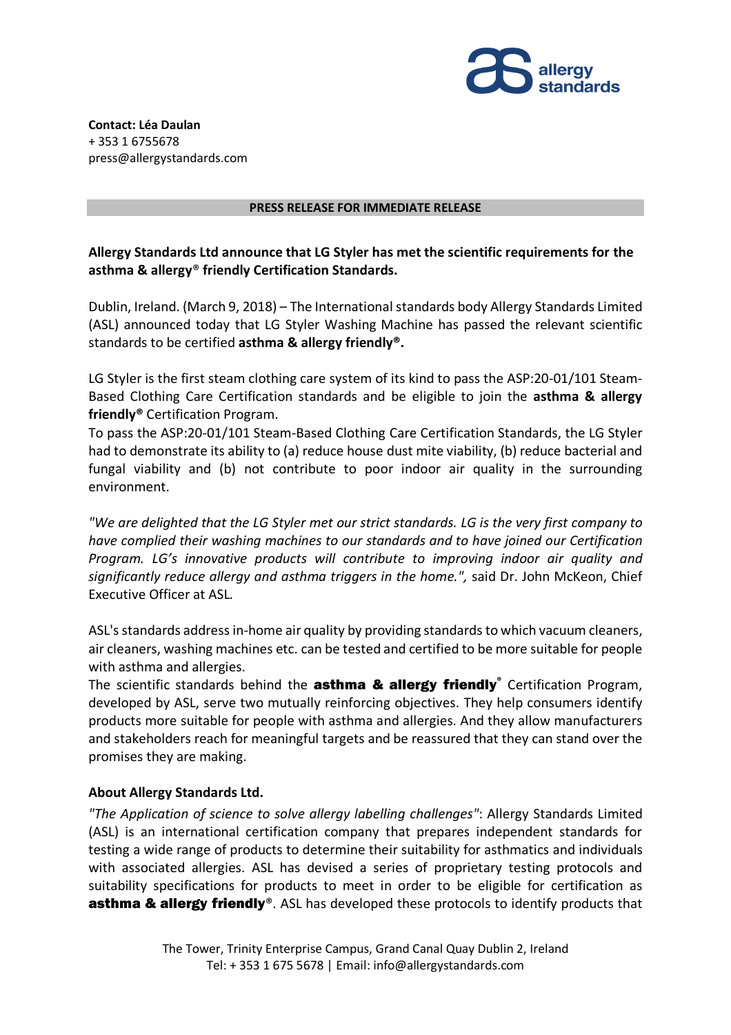**Contact: Léa Daulan**
+ 353 1 6755678
press@allergystandards.com

**PRESS RELEASE FOR IMMEDIATE RELEASE**

**Allergy Standards Ltd announce that LG Styler has met the scientific requirements for the asthma & allergy® friendly Certification Standards.**

Dublin, Ireland. (March 9, 2018) – The International standards body Allergy Standards Limited (ASL) announced today that LG Styler Washing Machine has passed the relevant scientific standards to be certified **asthma & allergy friendly®.**

LG Styler is the first steam clothing care system of its kind to pass the ASP:20-01/101 Steam-Based Clothing Care Certification standards and be eligible to join the **asthma & allergy friendly®** Certification Program.

To pass the ASP:20-01/101 Steam-Based Clothing Care Certification Standards, the LG Styler had to demonstrate its ability to (a) reduce house dust mite viability, (b) reduce bacterial and fungal viability and (b) not contribute to poor indoor air quality in the surrounding environment.

*"We are delighted that the LG Styler met our strict standards. LG is the very first company to have complied their washing machines to our standards and to have joined our Certification Program. LG's innovative products will contribute to improving indoor air quality and significantly reduce allergy and asthma triggers in the home.",* said Dr. John McKeon, Chief Executive Officer at ASL.

ASL's standards address in-home air quality by providing standards to which vacuum cleaners, air cleaners, washing machines etc. can be tested and certified to be more suitable for people with asthma and allergies.

The scientific standards behind the **asthma & allergy friendly®** Certification Program, developed by ASL, serve two mutually reinforcing objectives. They help consumers identify products more suitable for people with asthma and allergies. And they allow manufacturers and stakeholders reach for meaningful targets and be reassured that they can stand over the promises they are making.

**About Allergy Standards Ltd.**

*"The Application of science to solve allergy labelling challenges"*: Allergy Standards Limited (ASL) is an international certification company that prepares independent standards for testing a wide range of products to determine their suitability for asthmatics and individuals with associated allergies. ASL has devised a series of proprietary testing protocols and suitability specifications for products to meet in order to be eligible for certification as **asthma & allergy friendly®**. ASL has developed these protocols to identify products that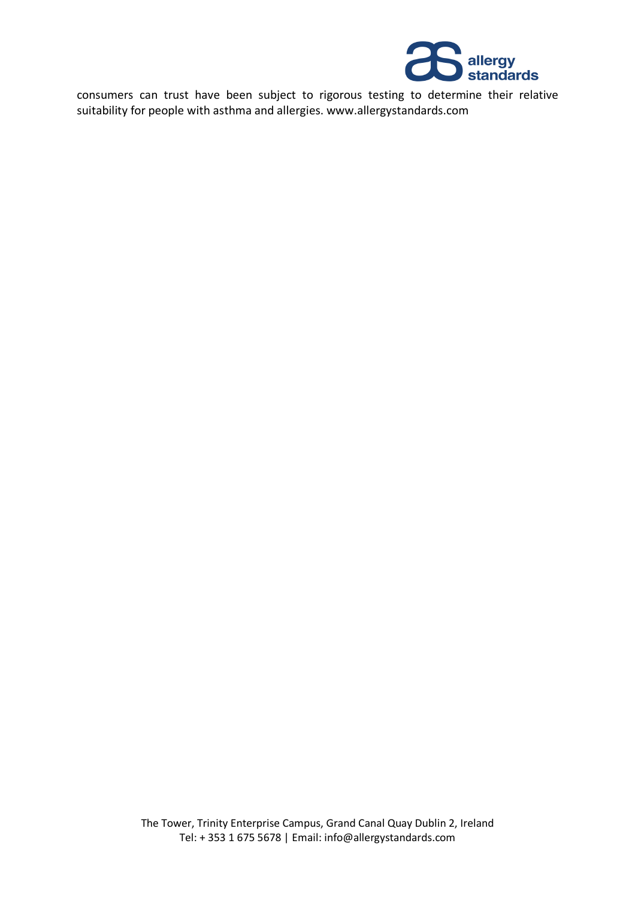consumers can trust have been subject to rigorous testing to determine their relative suitability for people with asthma and allergies. www.allergystandards.com